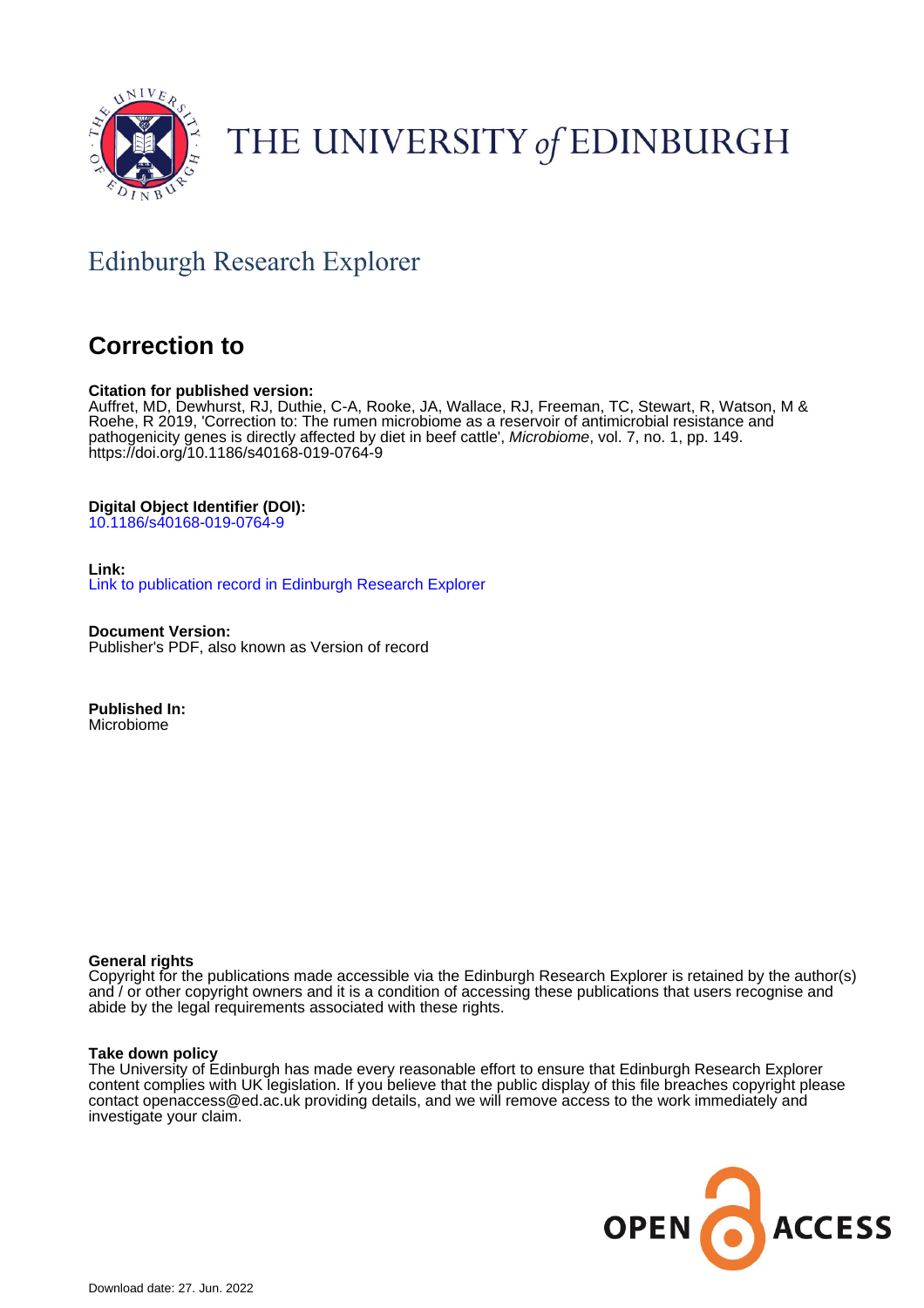THE UNIVERSITY *of* EDINBURGH

## Edinburgh Research Explorer

# Correction to

**Citation for published version:**
Auffret, MD, Dewhurst, RJ, Duthie, C-A, Rooke, JA, Wallace, RJ, Freeman, TC, Stewart, R, Watson, M & Roehe, R 2019, 'Correction to: The rumen microbiome as a reservoir of antimicrobial resistance and pathogenicity genes is directly affected by diet in beef cattle', *Microbiome*, vol. 7, no. 1, pp. 149. https://doi.org/10.1186/s40168-019-0764-9

**Digital Object Identifier (DOI):**
10.1186/s40168-019-0764-9

**Link:**
Link to publication record in Edinburgh Research Explorer

**Document Version:**
Publisher's PDF, also known as Version of record

**Published In:**
Microbiome

**General rights**
Copyright for the publications made accessible via the Edinburgh Research Explorer is retained by the author(s) and / or other copyright owners and it is a condition of accessing these publications that users recognise and abide by the legal requirements associated with these rights.

**Take down policy**
The University of Edinburgh has made every reasonable effort to ensure that Edinburgh Research Explorer content complies with UK legislation. If you believe that the public display of this file breaches copyright please contact openaccess@ed.ac.uk providing details, and we will remove access to the work immediately and investigate your claim.

OPEN ACCESS

Download date: 27. Jun. 2022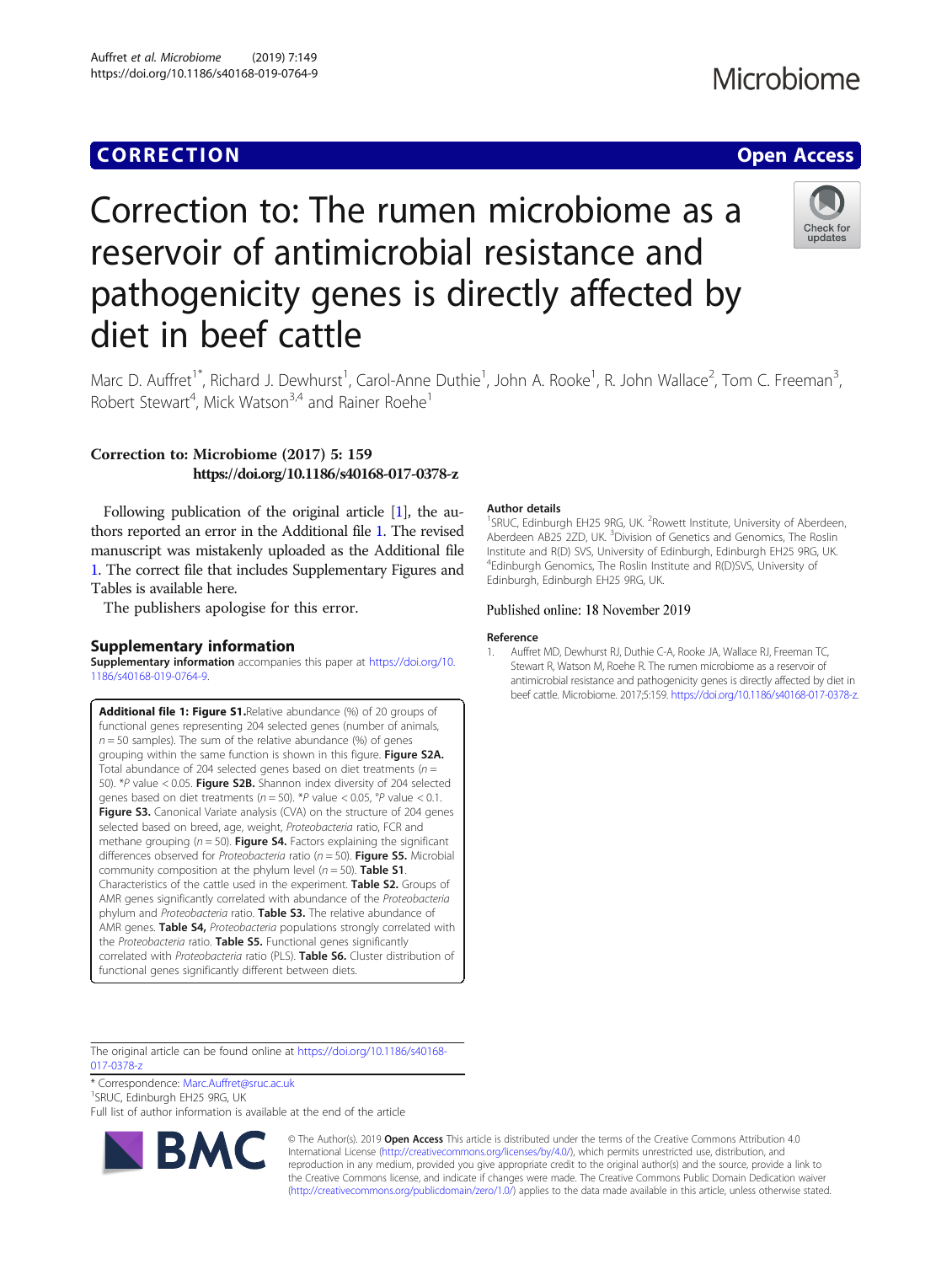CORRECTION

Open Access

# Correction to: The rumen microbiome as a reservoir of antimicrobial resistance and pathogenicity genes is directly affected by diet in beef cattle

Marc D. Auffret[1*], Richard J. Dewhurst[1], Carol-Anne Duthie[1], John A. Rooke[1], R. John Wallace[2], Tom C. Freeman[3], Robert Stewart[4], Mick Watson[3,4] and Rainer Roehe[1]

**Correction to: Microbiome (2017) 5: 159**
**https://doi.org/10.1186/s40168-017-0378-z**

Following publication of the original article [1], the authors reported an error in the Additional file 1. The revised manuscript was mistakenly uploaded as the Additional file 1. The correct file that includes Supplementary Figures and Tables is available here.

The publishers apologise for this error.

## Supplementary information

**Supplementary information** accompanies this paper at https://doi.org/10.1186/s40168-019-0764-9.

**Additional file 1: Figure S1.** Relative abundance (%) of 20 groups of functional genes representing 204 selected genes (number of animals, $n = 50$ samples). The sum of the relative abundance (%) of genes grouping within the same function is shown in this figure. **Figure S2A.** Total abundance of 204 selected genes based on diet treatments ($n = 50$). *P value < 0.05. **Figure S2B.** Shannon index diversity of 204 selected genes based on diet treatments ($n = 50$). *P value < 0.05, °P value < 0.1. **Figure S3.** Canonical Variate analysis (CVA) on the structure of 204 genes selected based on breed, age, weight, *Proteobacteria* ratio, FCR and methane grouping ($n = 50$). **Figure S4.** Factors explaining the significant differences observed for *Proteobacteria* ratio ($n = 50$). **Figure S5.** Microbial community composition at the phylum level ($n = 50$). **Table S1.** Characteristics of the cattle used in the experiment. **Table S2.** Groups of AMR genes significantly correlated with abundance of the *Proteobacteria* phylum and *Proteobacteria* ratio. **Table S3.** The relative abundance of AMR genes. **Table S4,** *Proteobacteria* populations strongly correlated with AMR genes. **Table S5.** Functional genes significantly correlated with *Proteobacteria* ratio (PLS). **Table S6.** Cluster distribution of functional genes significantly different between diets.

The original article can be found online at https://doi.org/10.1186/s40168-017-0378-z

* Correspondence: Marc.Auffret@sruc.ac.uk
[1]SRUC, Edinburgh EH25 9RG, UK
Full list of author information is available at the end of the article

### Author details

[1]SRUC, Edinburgh EH25 9RG, UK. [2]Rowett Institute, University of Aberdeen, Aberdeen AB25 2ZD, UK. [3]Division of Genetics and Genomics, The Roslin Institute and R(D) SVS, University of Edinburgh, Edinburgh EH25 9RG, UK. [4]Edinburgh Genomics, The Roslin Institute and R(D)SVS, University of Edinburgh, Edinburgh EH25 9RG, UK.

Published online: 18 November 2019

### Reference

1. Auffret MD, Dewhurst RJ, Duthie C-A, Rooke JA, Wallace RJ, Freeman TC, Stewart R, Watson M, Roehe R. The rumen microbiome as a reservoir of antimicrobial resistance and pathogenicity genes is directly affected by diet in beef cattle. Microbiome. 2017;5:159. https://doi.org/10.1186/s40168-017-0378-z.

© The Author(s). 2019 **Open Access** This article is distributed under the terms of the Creative Commons Attribution 4.0 International License (http://creativecommons.org/licenses/by/4.0/), which permits unrestricted use, distribution, and reproduction in any medium, provided you give appropriate credit to the original author(s) and the source, provide a link to the Creative Commons license, and indicate if changes were made. The Creative Commons Public Domain Dedication waiver (http://creativecommons.org/publicdomain/zero/1.0/) applies to the data made available in this article, unless otherwise stated.